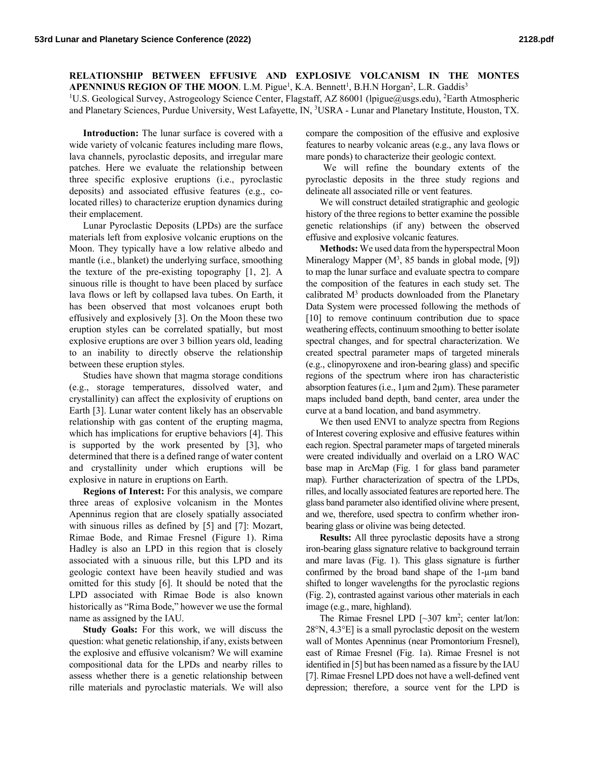# RELATIONSHIP BETWEEN EFFUSIVE AND EXPLOSIVE VOLCANISM IN THE MONTES APENNINUS REGION OF THE MOON.

L.M. Pigue[1], K.A. Bennett[1], B.H.N Horgan[2], L.R. Gaddis[3]

[1]U.S. Geological Survey, Astrogeology Science Center, Flagstaff, AZ 86001 (lpigue@usgs.edu), [2]Earth Atmospheric and Planetary Sciences, Purdue University, West Lafayette, IN, [3]USRA - Lunar and Planetary Institute, Houston, TX.

**Introduction:** The lunar surface is covered with a wide variety of volcanic features including mare flows, lava channels, pyroclastic deposits, and irregular mare patches. Here we evaluate the relationship between three specific explosive eruptions (i.e., pyroclastic deposits) and associated effusive features (e.g., co-located rilles) to characterize eruption dynamics during their emplacement.

Lunar Pyroclastic Deposits (LPDs) are the surface materials left from explosive volcanic eruptions on the Moon. They typically have a low relative albedo and mantle (i.e., blanket) the underlying surface, smoothing the texture of the pre-existing topography [1, 2]. A sinuous rille is thought to have been placed by surface lava flows or left by collapsed lava tubes. On Earth, it has been observed that most volcanoes erupt both effusively and explosively [3]. On the Moon these two eruption styles can be correlated spatially, but most explosive eruptions are over 3 billion years old, leading to an inability to directly observe the relationship between these eruption styles.

Studies have shown that magma storage conditions (e.g., storage temperatures, dissolved water, and crystallinity) can affect the explosivity of eruptions on Earth [3]. Lunar water content likely has an observable relationship with gas content of the erupting magma, which has implications for eruptive behaviors [4]. This is supported by the work presented by [3], who determined that there is a defined range of water content and crystallinity under which eruptions will be explosive in nature in eruptions on Earth.

**Regions of Interest:** For this analysis, we compare three areas of explosive volcanism in the Montes Apenninus region that are closely spatially associated with sinuous rilles as defined by [5] and [7]: Mozart, Rimae Bode, and Rimae Fresnel (Figure 1). Rima Hadley is also an LPD in this region that is closely associated with a sinuous rille, but this LPD and its geologic context have been heavily studied and was omitted for this study [6]. It should be noted that the LPD associated with Rimae Bode is also known historically as "Rima Bode," however we use the formal name as assigned by the IAU.

**Study Goals:** For this work, we will discuss the question: what genetic relationship, if any, exists between the explosive and effusive volcanism? We will examine compositional data for the LPDs and nearby rilles to assess whether there is a genetic relationship between rille materials and pyroclastic materials. We will also compare the composition of the effusive and explosive features to nearby volcanic areas (e.g., any lava flows or mare ponds) to characterize their geologic context.

We will refine the boundary extents of the pyroclastic deposits in the three study regions and delineate all associated rille or vent features.

We will construct detailed stratigraphic and geologic history of the three regions to better examine the possible genetic relationships (if any) between the observed effusive and explosive volcanic features.

**Methods:** We used data from the hyperspectral Moon Mineralogy Mapper ($M^3$, 85 bands in global mode, [9]) to map the lunar surface and evaluate spectra to compare the composition of the features in each study set. The calibrated $M^3$ products downloaded from the Planetary Data System were processed following the methods of [10] to remove continuum contribution due to space weathering effects, continuum smoothing to better isolate spectral changes, and for spectral characterization. We created spectral parameter maps of targeted minerals (e.g., clinopyroxene and iron-bearing glass) and specific regions of the spectrum where iron has characteristic absorption features (i.e., 1μm and 2μm). These parameter maps included band depth, band center, area under the curve at a band location, and band asymmetry.

We then used ENVI to analyze spectra from Regions of Interest covering explosive and effusive features within each region. Spectral parameter maps of targeted minerals were created individually and overlaid on a LRO WAC base map in ArcMap (Fig. 1 for glass band parameter map). Further characterization of spectra of the LPDs, rilles, and locally associated features are reported here. The glass band parameter also identified olivine where present, and we, therefore, used spectra to confirm whether iron-bearing glass or olivine was being detected.

**Results:** All three pyroclastic deposits have a strong iron-bearing glass signature relative to background terrain and mare lavas (Fig. 1). This glass signature is further confirmed by the broad band shape of the 1-μm band shifted to longer wavelengths for the pyroclastic regions (Fig. 2), contrasted against various other materials in each image (e.g., mare, highland).

The Rimae Fresnel LPD [~307 km$^2$; center lat/lon: 28°N, 4.3°E] is a small pyroclastic deposit on the western wall of Montes Apenninus (near Promontorium Fresnel), east of Rimae Fresnel (Fig. 1a). Rimae Fresnel is not identified in [5] but has been named as a fissure by the IAU [7]. Rimae Fresnel LPD does not have a well-defined vent depression; therefore, a source vent for the LPD is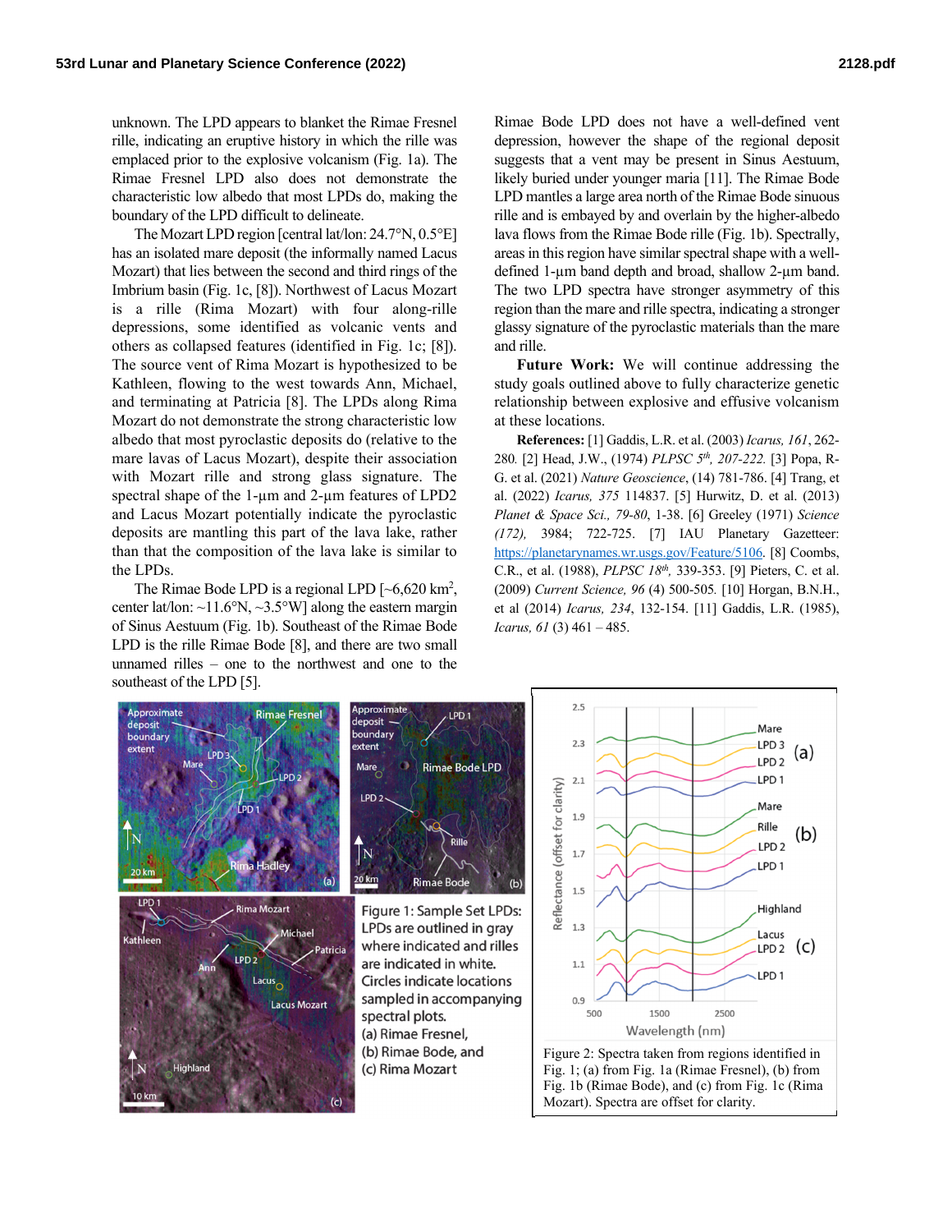unknown. The LPD appears to blanket the Rimae Fresnel rille, indicating an eruptive history in which the rille was emplaced prior to the explosive volcanism (Fig. 1a). The Rimae Fresnel LPD also does not demonstrate the characteristic low albedo that most LPDs do, making the boundary of the LPD difficult to delineate.

The Mozart LPD region [central lat/lon: 24.7°N, 0.5°E] has an isolated mare deposit (the informally named Lacus Mozart) that lies between the second and third rings of the Imbrium basin (Fig. 1c, [8]). Northwest of Lacus Mozart is a rille (Rima Mozart) with four along-rille depressions, some identified as volcanic vents and others as collapsed features (identified in Fig. 1c; [8]). The source vent of Rima Mozart is hypothesized to be Kathleen, flowing to the west towards Ann, Michael, and terminating at Patricia [8]. The LPDs along Rima Mozart do not demonstrate the strong characteristic low albedo that most pyroclastic deposits do (relative to the mare lavas of Lacus Mozart), despite their association with Mozart rille and strong glass signature. The spectral shape of the 1-µm and 2-µm features of LPD2 and Lacus Mozart potentially indicate the pyroclastic deposits are mantling this part of the lava lake, rather than that the composition of the lava lake is similar to the LPDs.

The Rimae Bode LPD is a regional LPD [~6,620 km$^2$, center lat/lon: ~11.6°N, ~3.5°W] along the eastern margin of Sinus Aestuum (Fig. 1b). Southeast of the Rimae Bode LPD is the rille Rimae Bode [8], and there are two small unnamed rilles – one to the northwest and one to the southeast of the LPD [5].

Rimae Bode LPD does not have a well-defined vent depression, however the shape of the regional deposit suggests that a vent may be present in Sinus Aestuum, likely buried under younger maria [11]. The Rimae Bode LPD mantles a large area north of the Rimae Bode sinuous rille and is embayed by and overlain by the higher-albedo lava flows from the Rimae Bode rille (Fig. 1b). Spectrally, areas in this region have similar spectral shape with a well-defined 1-µm band depth and broad, shallow 2-µm band. The two LPD spectra have stronger asymmetry of this region than the mare and rille spectra, indicating a stronger glassy signature of the pyroclastic materials than the mare and rille.

**Future Work:** We will continue addressing the study goals outlined above to fully characterize genetic relationship between explosive and effusive volcanism at these locations.

**References:** [1] Gaddis, L.R. et al. (2003) *Icarus, 161*, 262-280*.* [2] Head, J.W., (1974) *PLPSC 5th, 207-222.* [3] Popa, R-G. et al. (2021) *Nature Geoscience*, (14) 781-786. [4] Trang, et al. (2022) *Icarus, 375* 114837. [5] Hurwitz, D. et al. (2013) *Planet & Space Sci., 79-80*, 1-38. [6] Greeley (1971) *Science (172),* 3984; 722-725. [7] IAU Planetary Gazetteer: https://planetarynames.wr.usgs.gov/Feature/5106. [8] Coombs, C.R., et al. (1988), *PLPSC 18th,* 339-353. [9] Pieters, C. et al. (2009) *Current Science, 96* (4) 500-505*.* [10] Horgan, B.N.H., et al (2014) *Icarus, 234*, 132-154. [11] Gaddis, L.R. (1985), *Icarus, 61* (3) 461 – 485.

Figure 1: Sample Set LPDs: LPDs are outlined in gray where indicated and rilles are indicated in white. Circles indicate locations sampled in accompanying spectral plots. (a) Rimae Fresnel, (b) Rimae Bode, and (c) Rima Mozart

Figure 2: Spectra taken from regions identified in Fig. 1; (a) from Fig. 1a (Rimae Fresnel), (b) from Fig. 1b (Rimae Bode), and (c) from Fig. 1c (Rima Mozart). Spectra are offset for clarity.